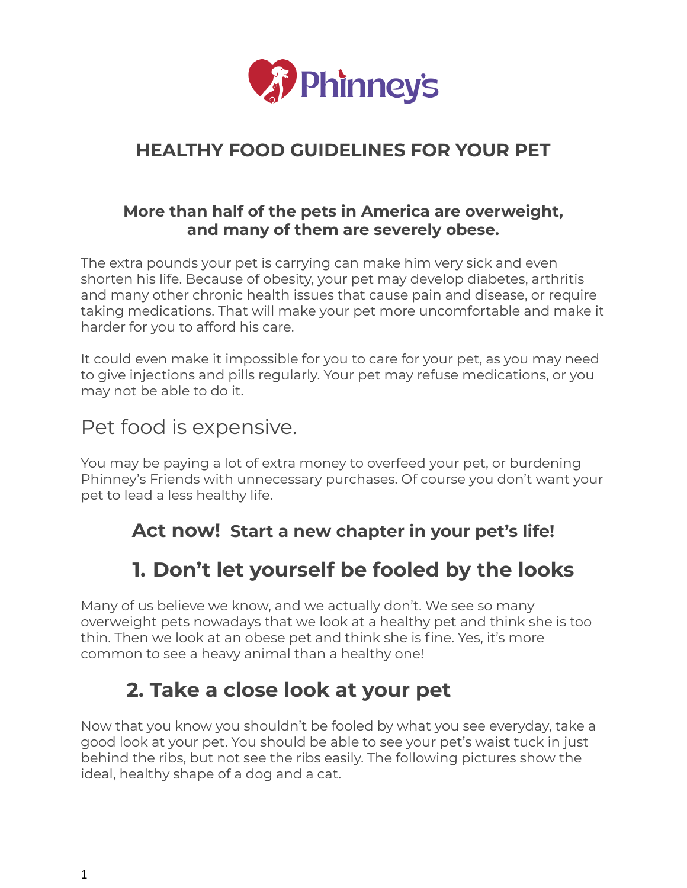# HEALTHY FOOD GUIDELINES FOR YOUR PET

**More than half of the pets in America are overweight, and many of them are severely obese.**

The extra pounds your pet is carrying can make him very sick and even shorten his life. Because of obesity, your pet may develop diabetes, arthritis and many other chronic health issues that cause pain and disease, or require taking medications. That will make your pet more uncomfortable and make it harder for you to afford his care.

It could even make it impossible for you to care for your pet, as you may need to give injections and pills regularly. Your pet may refuse medications, or you may not be able to do it.

## Pet food is expensive.

You may be paying a lot of extra money to overfeed your pet, or burdening Phinney's Friends with unnecessary purchases. Of course you don't want your pet to lead a less healthy life.

**Act now! Start a new chapter in your pet's life!**

## 1. Don't let yourself be fooled by the looks

Many of us believe we know, and we actually don't. We see so many overweight pets nowadays that we look at a healthy pet and think she is too thin. Then we look at an obese pet and think she is fine. Yes, it's more common to see a heavy animal than a healthy one!

## 2. Take a close look at your pet

Now that you know you shouldn't be fooled by what you see everyday, take a good look at your pet. You should be able to see your pet's waist tuck in just behind the ribs, but not see the ribs easily. The following pictures show the ideal, healthy shape of a dog and a cat.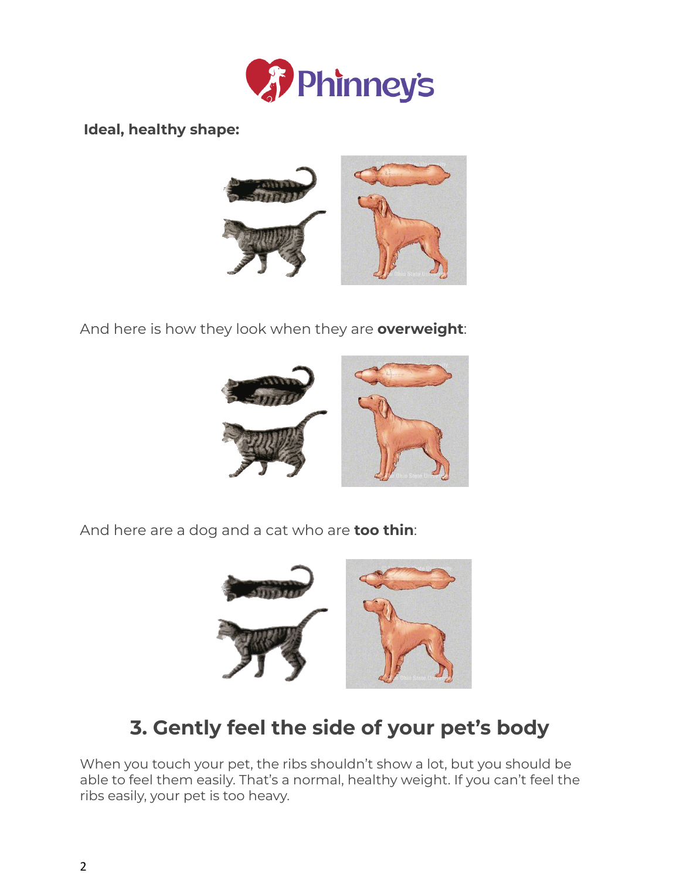**Ideal, healthy shape:**

And here is how they look when they are **overweight**:

And here are a dog and a cat who are **too thin**:

## 3. Gently feel the side of your pet's body

When you touch your pet, the ribs shouldn't show a lot, but you should be able to feel them easily. That's a normal, healthy weight. If you can't feel the ribs easily, your pet is too heavy.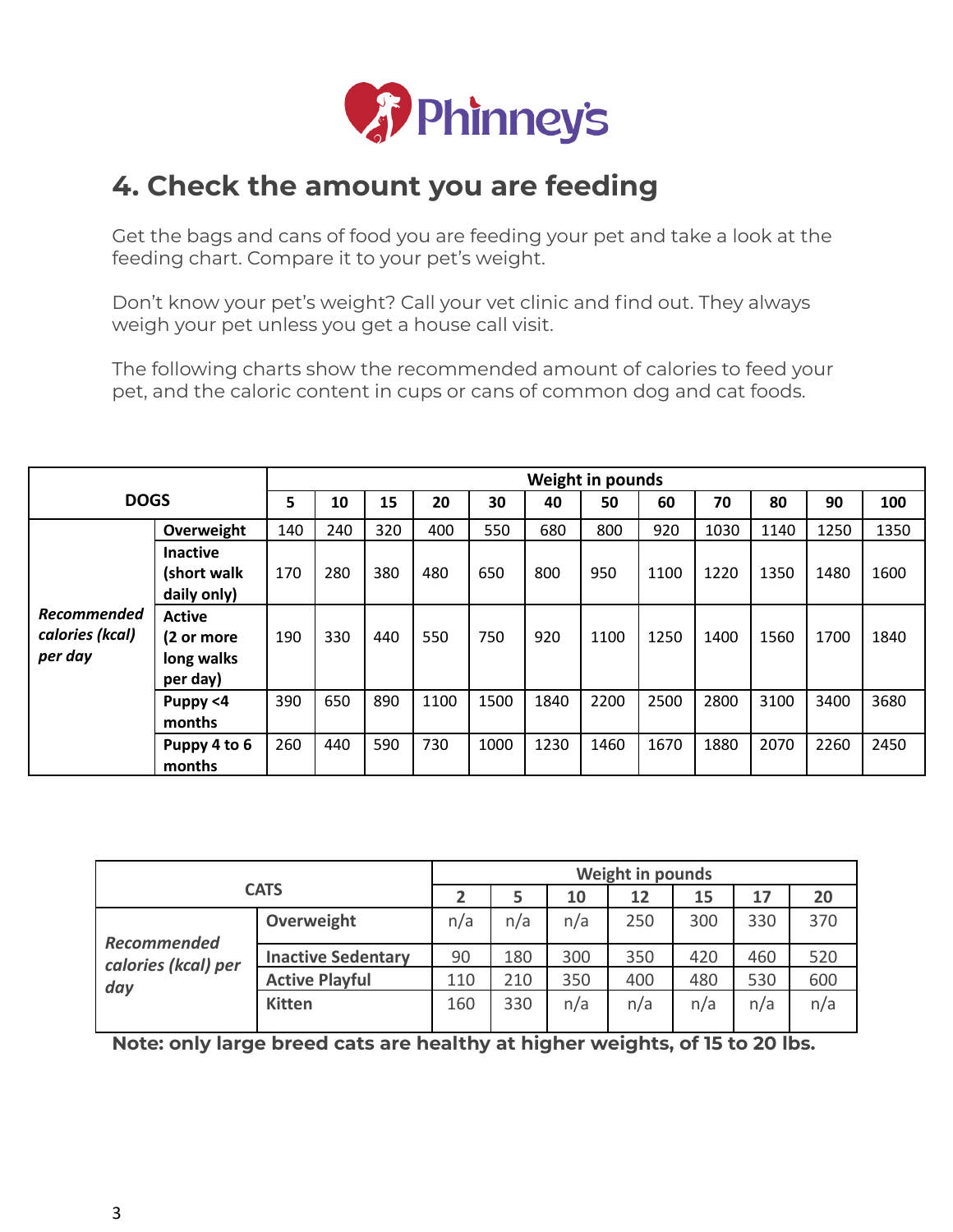## 4. Check the amount you are feeding

Get the bags and cans of food you are feeding your pet and take a look at the feeding chart. Compare it to your pet's weight.

Don't know your pet's weight? Call your vet clinic and find out. They always weigh your pet unless you get a house call visit.

The following charts show the recommended amount of calories to feed your pet, and the caloric content in cups or cans of common dog and cat foods.

| DOGS | | Weight in pounds | | | | | | | | | | | |
|---|---|---|---|---|---|---|---|---|---|---|---|---|---|
| | | 5 | 10 | 15 | 20 | 30 | 40 | 50 | 60 | 70 | 80 | 90 | 100 |
| *Recommended calories (kcal) per day* | **Overweight** | 140 | 240 | 320 | 400 | 550 | 680 | 800 | 920 | 1030 | 1140 | 1250 | 1350 |
| | **Inactive (short walk daily only)** | 170 | 280 | 380 | 480 | 650 | 800 | 950 | 1100 | 1220 | 1350 | 1480 | 1600 |
| | **Active (2 or more long walks per day)** | 190 | 330 | 440 | 550 | 750 | 920 | 1100 | 1250 | 1400 | 1560 | 1700 | 1840 |
| | **Puppy <4 months** | 390 | 650 | 890 | 1100 | 1500 | 1840 | 2200 | 2500 | 2800 | 3100 | 3400 | 3680 |
| | **Puppy 4 to 6 months** | 260 | 440 | 590 | 730 | 1000 | 1230 | 1460 | 1670 | 1880 | 2070 | 2260 | 2450 |

| CATS | | Weight in pounds | | | | | | |
|---|---|---|---|---|---|---|---|---|
| | | 2 | 5 | 10 | 12 | 15 | 17 | 20 |
| *Recommended calories (kcal) per day* | **Overweight** | n/a | n/a | n/a | 250 | 300 | 330 | 370 |
| | **Inactive Sedentary** | 90 | 180 | 300 | 350 | 420 | 460 | 520 |
| | **Active Playful** | 110 | 210 | 350 | 400 | 480 | 530 | 600 |
| | **Kitten** | 160 | 330 | n/a | n/a | n/a | n/a | n/a |

**Note: only large breed cats are healthy at higher weights, of 15 to 20 lbs.**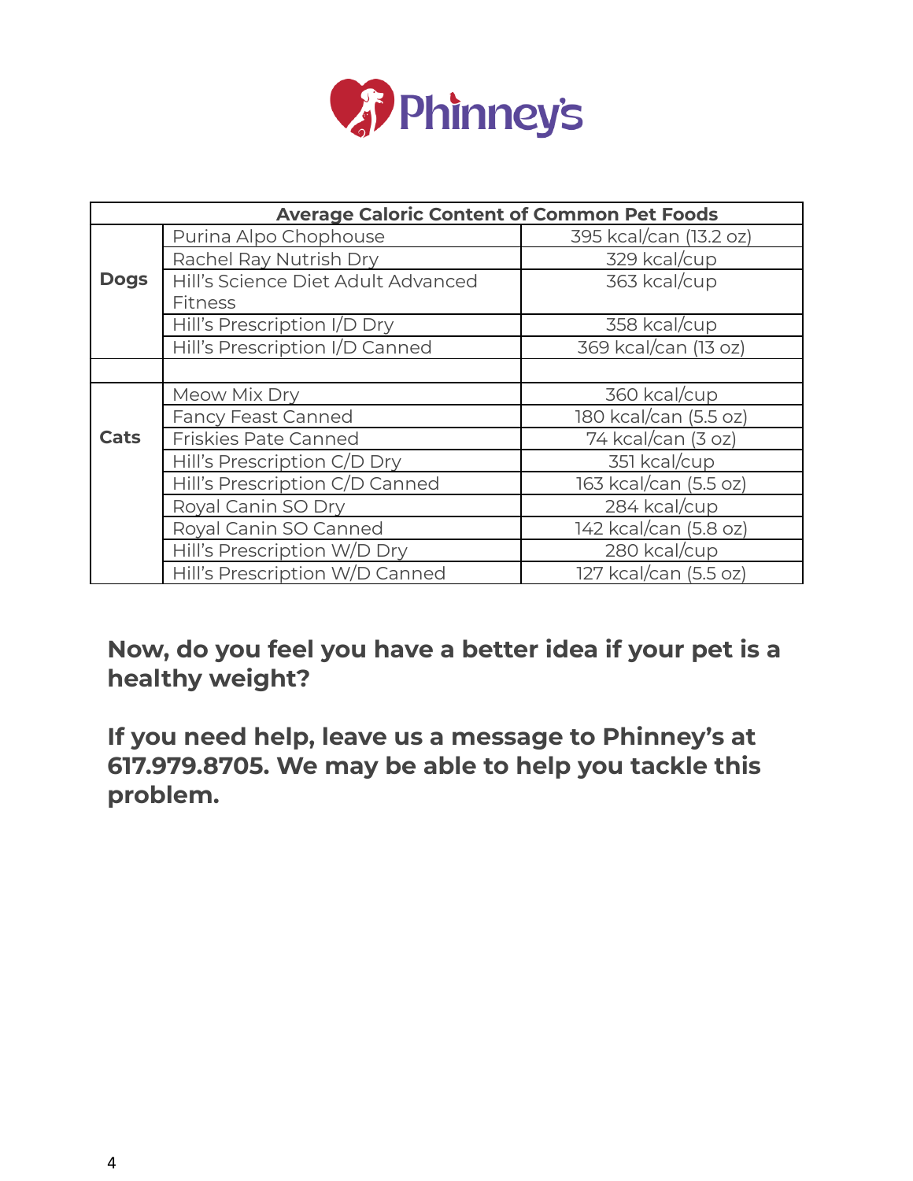| Average Caloric Content of Common Pet Foods | | |
|---|---|---|
| **Dogs** | Purina Alpo Chophouse | 395 kcal/can (13.2 oz) |
| | Rachel Ray Nutrish Dry | 329 kcal/cup |
| | Hill's Science Diet Adult Advanced Fitness | 363 kcal/cup |
| | Hill's Prescription I/D Dry | 358 kcal/cup |
| | Hill's Prescription I/D Canned | 369 kcal/can (13 oz) |
| | | |
| **Cats** | Meow Mix Dry | 360 kcal/cup |
| | Fancy Feast Canned | 180 kcal/can (5.5 oz) |
| | Friskies Pate Canned | 74 kcal/can (3 oz) |
| | Hill's Prescription C/D Dry | 351 kcal/cup |
| | Hill's Prescription C/D Canned | 163 kcal/can (5.5 oz) |
| | Royal Canin SO Dry | 284 kcal/cup |
| | Royal Canin SO Canned | 142 kcal/can (5.8 oz) |
| | Hill's Prescription W/D Dry | 280 kcal/cup |
| | Hill's Prescription W/D Canned | 127 kcal/can (5.5 oz) |

**Now, do you feel you have a better idea if your pet is a healthy weight?**

**If you need help, leave us a message to Phinney's at 617.979.8705. We may be able to help you tackle this problem.**